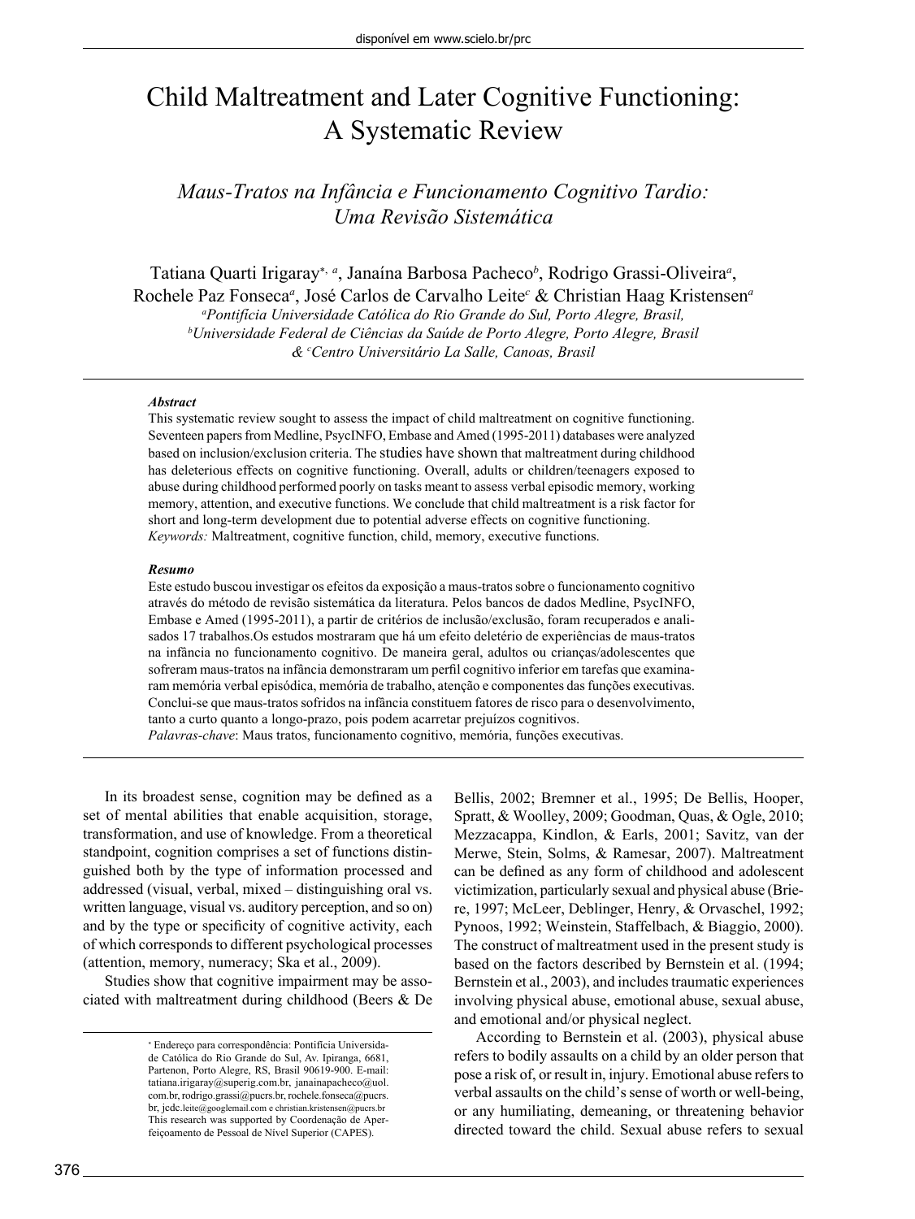# Child Maltreatment and Later Cognitive Functioning: A Systematic Review

## *Maus-Tratos na Infância e Funcionamento Cognitivo Tardio: Uma Revisão Sistemática*

Tatiana Quarti Irigaray[*, a], Janaína Barbosa Pacheco[b], Rodrigo Grassi-Oliveira[a], Rochele Paz Fonseca[a], José Carlos de Carvalho Leite[c] & Christian Haag Kristensen[a]

[a]*Pontifícia Universidade Católica do Rio Grande do Sul, Porto Alegre, Brasil,*
[b]*Universidade Federal de Ciências da Saúde de Porto Alegre, Porto Alegre, Brasil*
*&* [c]*Centro Universitário La Salle, Canoas, Brasil*

***Abstract***

This systematic review sought to assess the impact of child maltreatment on cognitive functioning. Seventeen papers from Medline, PsycINFO, Embase and Amed (1995-2011) databases were analyzed based on inclusion/exclusion criteria. The studies have shown that maltreatment during childhood has deleterious effects on cognitive functioning. Overall, adults or children/teenagers exposed to abuse during childhood performed poorly on tasks meant to assess verbal episodic memory, working memory, attention, and executive functions. We conclude that child maltreatment is a risk factor for short and long-term development due to potential adverse effects on cognitive functioning.
*Keywords:* Maltreatment, cognitive function, child, memory, executive functions.

***Resumo***

Este estudo buscou investigar os efeitos da exposição a maus-tratos sobre o funcionamento cognitivo através do método de revisão sistemática da literatura. Pelos bancos de dados Medline, PsycINFO, Embase e Amed (1995-2011), a partir de critérios de inclusão/exclusão, foram recuperados e analisados 17 trabalhos.Os estudos mostraram que há um efeito deletério de experiências de maus-tratos na infância no funcionamento cognitivo. De maneira geral, adultos ou crianças/adolescentes que sofreram maus-tratos na infância demonstraram um perfil cognitivo inferior em tarefas que examinaram memória verbal episódica, memória de trabalho, atenção e componentes das funções executivas. Conclui-se que maus-tratos sofridos na infância constituem fatores de risco para o desenvolvimento, tanto a curto quanto a longo-prazo, pois podem acarretar prejuízos cognitivos.
*Palavras-chave*: Maus tratos, funcionamento cognitivo, memória, funções executivas.

In its broadest sense, cognition may be defined as a set of mental abilities that enable acquisition, storage, transformation, and use of knowledge. From a theoretical standpoint, cognition comprises a set of functions distinguished both by the type of information processed and addressed (visual, verbal, mixed – distinguishing oral vs. written language, visual vs. auditory perception, and so on) and by the type or specificity of cognitive activity, each of which corresponds to different psychological processes (attention, memory, numeracy; Ska et al., 2009).

Studies show that cognitive impairment may be associated with maltreatment during childhood (Beers & De Bellis, 2002; Bremner et al., 1995; De Bellis, Hooper, Spratt, & Woolley, 2009; Goodman, Quas, & Ogle, 2010; Mezzacappa, Kindlon, & Earls, 2001; Savitz, van der Merwe, Stein, Solms, & Ramesar, 2007). Maltreatment can be defined as any form of childhood and adolescent victimization, particularly sexual and physical abuse (Briere, 1997; McLeer, Deblinger, Henry, & Orvaschel, 1992; Pynoos, 1992; Weinstein, Staffelbach, & Biaggio, 2000). The construct of maltreatment used in the present study is based on the factors described by Bernstein et al. (1994; Bernstein et al., 2003), and includes traumatic experiences involving physical abuse, emotional abuse, sexual abuse, and emotional and/or physical neglect.

According to Bernstein et al. (2003), physical abuse refers to bodily assaults on a child by an older person that pose a risk of, or result in, injury. Emotional abuse refers to verbal assaults on the child's sense of worth or well-being, or any humiliating, demeaning, or threatening behavior directed toward the child. Sexual abuse refers to sexual

[*] Endereço para correspondência: Pontifícia Universidade Católica do Rio Grande do Sul, Av. Ipiranga, 6681, Partenon, Porto Alegre, RS, Brasil 90619-900. E-mail: tatiana.irigaray@superig.com.br, janainapacheco@uol.com.br, rodrigo.grassi@pucrs.br, rochele.fonseca@pucrs.br, jcdc.leite@googlemail.com e christian.kristensen@pucrs.br
This research was supported by Coordenação de Aperfeiçoamento de Pessoal de Nível Superior (CAPES).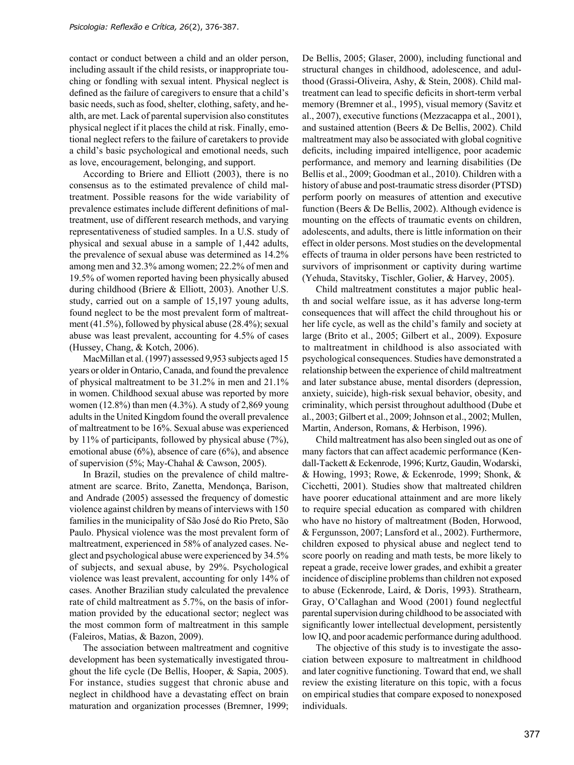contact or conduct between a child and an older person, including assault if the child resists, or inappropriate touching or fondling with sexual intent. Physical neglect is defined as the failure of caregivers to ensure that a child's basic needs, such as food, shelter, clothing, safety, and health, are met. Lack of parental supervision also constitutes physical neglect if it places the child at risk. Finally, emotional neglect refers to the failure of caretakers to provide a child's basic psychological and emotional needs, such as love, encouragement, belonging, and support.

According to Briere and Elliott (2003), there is no consensus as to the estimated prevalence of child maltreatment. Possible reasons for the wide variability of prevalence estimates include different definitions of maltreatment, use of different research methods, and varying representativeness of studied samples. In a U.S. study of physical and sexual abuse in a sample of 1,442 adults, the prevalence of sexual abuse was determined as 14.2% among men and 32.3% among women; 22.2% of men and 19.5% of women reported having been physically abused during childhood (Briere & Elliott, 2003). Another U.S. study, carried out on a sample of 15,197 young adults, found neglect to be the most prevalent form of maltreatment (41.5%), followed by physical abuse (28.4%); sexual abuse was least prevalent, accounting for 4.5% of cases (Hussey, Chang, & Kotch, 2006).

MacMillan et al. (1997) assessed 9,953 subjects aged 15 years or older in Ontario, Canada, and found the prevalence of physical maltreatment to be 31.2% in men and 21.1% in women. Childhood sexual abuse was reported by more women (12.8%) than men (4.3%). A study of 2,869 young adults in the United Kingdom found the overall prevalence of maltreatment to be 16%. Sexual abuse was experienced by 11% of participants, followed by physical abuse (7%), emotional abuse (6%), absence of care (6%), and absence of supervision (5%; May-Chahal & Cawson, 2005).

In Brazil, studies on the prevalence of child maltreatment are scarce. Brito, Zanetta, Mendonça, Barison, and Andrade (2005) assessed the frequency of domestic violence against children by means of interviews with 150 families in the municipality of São José do Rio Preto, São Paulo. Physical violence was the most prevalent form of maltreatment, experienced in 58% of analyzed cases. Neglect and psychological abuse were experienced by 34.5% of subjects, and sexual abuse, by 29%. Psychological violence was least prevalent, accounting for only 14% of cases. Another Brazilian study calculated the prevalence rate of child maltreatment as 5.7%, on the basis of information provided by the educational sector; neglect was the most common form of maltreatment in this sample (Faleiros, Matias, & Bazon, 2009).

The association between maltreatment and cognitive development has been systematically investigated throughout the life cycle (De Bellis, Hooper, & Sapia, 2005). For instance, studies suggest that chronic abuse and neglect in childhood have a devastating effect on brain maturation and organization processes (Bremner, 1999; De Bellis, 2005; Glaser, 2000), including functional and structural changes in childhood, adolescence, and adulthood (Grassi-Oliveira, Ashy, & Stein, 2008). Child maltreatment can lead to specific deficits in short-term verbal memory (Bremner et al., 1995), visual memory (Savitz et al., 2007), executive functions (Mezzacappa et al., 2001), and sustained attention (Beers & De Bellis, 2002). Child maltreatment may also be associated with global cognitive deficits, including impaired intelligence, poor academic performance, and memory and learning disabilities (De Bellis et al., 2009; Goodman et al., 2010). Children with a history of abuse and post-traumatic stress disorder (PTSD) perform poorly on measures of attention and executive function (Beers & De Bellis, 2002). Although evidence is mounting on the effects of traumatic events on children, adolescents, and adults, there is little information on their effect in older persons. Most studies on the developmental effects of trauma in older persons have been restricted to survivors of imprisonment or captivity during wartime (Yehuda, Stavitsky, Tischler, Golier, & Harvey, 2005).

Child maltreatment constitutes a major public health and social welfare issue, as it has adverse long-term consequences that will affect the child throughout his or her life cycle, as well as the child's family and society at large (Brito et al., 2005; Gilbert et al., 2009). Exposure to maltreatment in childhood is also associated with psychological consequences. Studies have demonstrated a relationship between the experience of child maltreatment and later substance abuse, mental disorders (depression, anxiety, suicide), high-risk sexual behavior, obesity, and criminality, which persist throughout adulthood (Dube et al., 2003; Gilbert et al., 2009; Johnson et al., 2002; Mullen, Martin, Anderson, Romans, & Herbison, 1996).

Child maltreatment has also been singled out as one of many factors that can affect academic performance (Kendall-Tackett & Eckenrode, 1996; Kurtz, Gaudin, Wodarski, & Howing, 1993; Rowe, & Eckenrode, 1999; Shonk, & Cicchetti, 2001). Studies show that maltreated children have poorer educational attainment and are more likely to require special education as compared with children who have no history of maltreatment (Boden, Horwood, & Fergunsson, 2007; Lansford et al., 2002). Furthermore, children exposed to physical abuse and neglect tend to score poorly on reading and math tests, be more likely to repeat a grade, receive lower grades, and exhibit a greater incidence of discipline problems than children not exposed to abuse (Eckenrode, Laird, & Doris, 1993). Strathearn, Gray, O'Callaghan and Wood (2001) found neglectful parental supervision during childhood to be associated with significantly lower intellectual development, persistently low IQ, and poor academic performance during adulthood.

The objective of this study is to investigate the association between exposure to maltreatment in childhood and later cognitive functioning. Toward that end, we shall review the existing literature on this topic, with a focus on empirical studies that compare exposed to nonexposed individuals.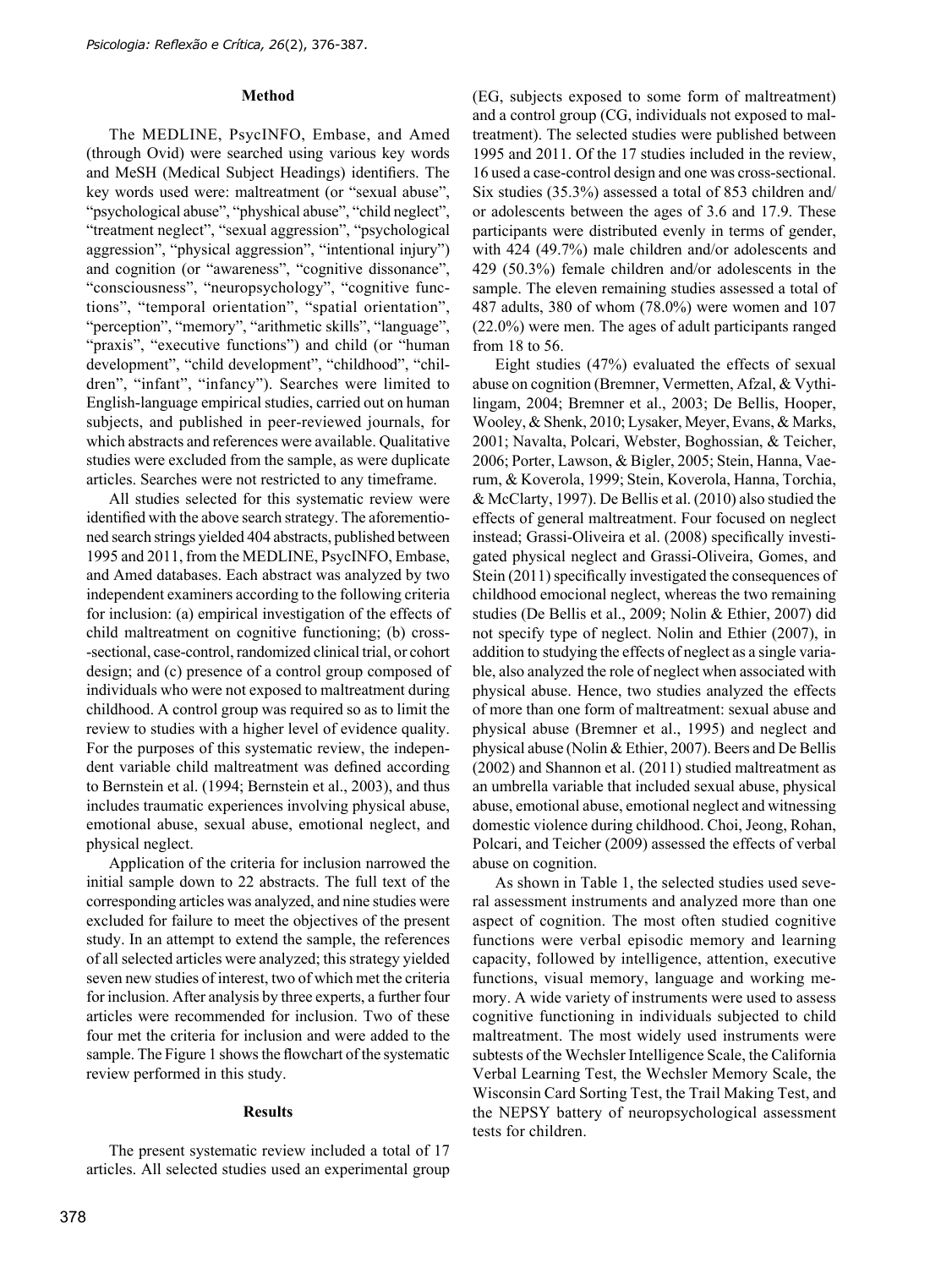## Method

The MEDLINE, PsycINFO, Embase, and Amed (through Ovid) were searched using various key words and MeSH (Medical Subject Headings) identifiers. The key words used were: maltreatment (or "sexual abuse", "psychological abuse", "physhical abuse", "child neglect", "treatment neglect", "sexual aggression", "psychological aggression", "physical aggression", "intentional injury") and cognition (or "awareness", "cognitive dissonance", "consciousness", "neuropsychology", "cognitive functions", "temporal orientation", "spatial orientation", "perception", "memory", "arithmetic skills", "language", "praxis", "executive functions") and child (or "human development", "child development", "childhood", "children", "infant", "infancy"). Searches were limited to English-language empirical studies, carried out on human subjects, and published in peer-reviewed journals, for which abstracts and references were available. Qualitative studies were excluded from the sample, as were duplicate articles. Searches were not restricted to any timeframe.

All studies selected for this systematic review were identified with the above search strategy. The aforementioned search strings yielded 404 abstracts, published between 1995 and 2011, from the MEDLINE, PsycINFO, Embase, and Amed databases. Each abstract was analyzed by two independent examiners according to the following criteria for inclusion: (a) empirical investigation of the effects of child maltreatment on cognitive functioning; (b) cross-sectional, case-control, randomized clinical trial, or cohort design; and (c) presence of a control group composed of individuals who were not exposed to maltreatment during childhood. A control group was required so as to limit the review to studies with a higher level of evidence quality. For the purposes of this systematic review, the independent variable child maltreatment was defined according to Bernstein et al. (1994; Bernstein et al., 2003), and thus includes traumatic experiences involving physical abuse, emotional abuse, sexual abuse, emotional neglect, and physical neglect.

Application of the criteria for inclusion narrowed the initial sample down to 22 abstracts. The full text of the corresponding articles was analyzed, and nine studies were excluded for failure to meet the objectives of the present study. In an attempt to extend the sample, the references of all selected articles were analyzed; this strategy yielded seven new studies of interest, two of which met the criteria for inclusion. After analysis by three experts, a further four articles were recommended for inclusion. Two of these four met the criteria for inclusion and were added to the sample. The Figure 1 shows the flowchart of the systematic review performed in this study.

## Results

The present systematic review included a total of 17 articles. All selected studies used an experimental group (EG, subjects exposed to some form of maltreatment) and a control group (CG, individuals not exposed to maltreatment). The selected studies were published between 1995 and 2011. Of the 17 studies included in the review, 16 used a case-control design and one was cross-sectional. Six studies (35.3%) assessed a total of 853 children and/or adolescents between the ages of 3.6 and 17.9. These participants were distributed evenly in terms of gender, with 424 (49.7%) male children and/or adolescents and 429 (50.3%) female children and/or adolescents in the sample. The eleven remaining studies assessed a total of 487 adults, 380 of whom (78.0%) were women and 107 (22.0%) were men. The ages of adult participants ranged from 18 to 56.

Eight studies (47%) evaluated the effects of sexual abuse on cognition (Bremner, Vermetten, Afzal, & Vythilingam, 2004; Bremner et al., 2003; De Bellis, Hooper, Wooley, & Shenk, 2010; Lysaker, Meyer, Evans, & Marks, 2001; Navalta, Polcari, Webster, Boghossian, & Teicher, 2006; Porter, Lawson, & Bigler, 2005; Stein, Hanna, Vaerum, & Koverola, 1999; Stein, Koverola, Hanna, Torchia, & McClarty, 1997). De Bellis et al. (2010) also studied the effects of general maltreatment. Four focused on neglect instead; Grassi-Oliveira et al. (2008) specifically investigated physical neglect and Grassi-Oliveira, Gomes, and Stein (2011) specifically investigated the consequences of childhood emocional neglect, whereas the two remaining studies (De Bellis et al., 2009; Nolin & Ethier, 2007) did not specify type of neglect. Nolin and Ethier (2007), in addition to studying the effects of neglect as a single variable, also analyzed the role of neglect when associated with physical abuse. Hence, two studies analyzed the effects of more than one form of maltreatment: sexual abuse and physical abuse (Bremner et al., 1995) and neglect and physical abuse (Nolin & Ethier, 2007). Beers and De Bellis (2002) and Shannon et al. (2011) studied maltreatment as an umbrella variable that included sexual abuse, physical abuse, emotional abuse, emotional neglect and witnessing domestic violence during childhood. Choi, Jeong, Rohan, Polcari, and Teicher (2009) assessed the effects of verbal abuse on cognition.

As shown in Table 1, the selected studies used several assessment instruments and analyzed more than one aspect of cognition. The most often studied cognitive functions were verbal episodic memory and learning capacity, followed by intelligence, attention, executive functions, visual memory, language and working memory. A wide variety of instruments were used to assess cognitive functioning in individuals subjected to child maltreatment. The most widely used instruments were subtests of the Wechsler Intelligence Scale, the California Verbal Learning Test, the Wechsler Memory Scale, the Wisconsin Card Sorting Test, the Trail Making Test, and the NEPSY battery of neuropsychological assessment tests for children.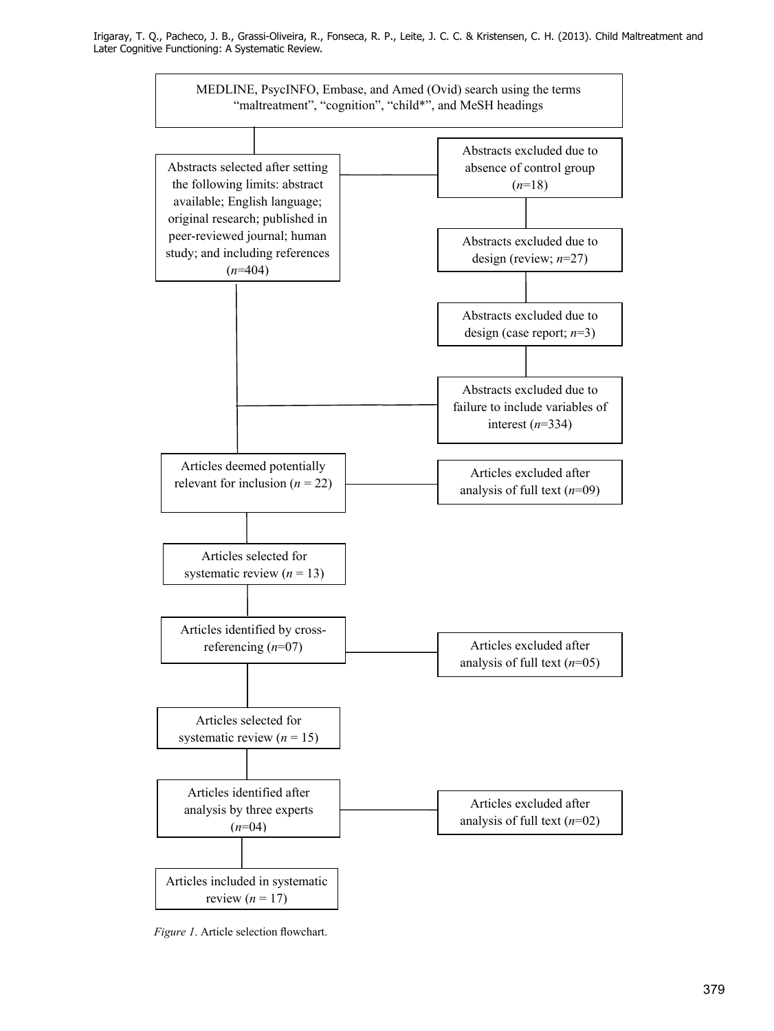MEDLINE, PsycINFO, Embase, and Amed (Ovid) search using the terms "maltreatment", "cognition", "child*", and MeSH headings

Abstracts selected after setting the following limits: abstract available; English language; original research; published in peer-reviewed journal; human study; and including references (*n*=404)

Abstracts excluded due to absence of control group (*n*=18)

Abstracts excluded due to design (review; *n*=27)

Abstracts excluded due to design (case report; *n*=3)

Abstracts excluded due to failure to include variables of interest (*n*=334)

Articles deemed potentially relevant for inclusion (*n* = 22)

Articles excluded after analysis of full text (*n*=09)

Articles selected for systematic review (*n* = 13)

Articles identified by cross-referencing (*n*=07)

Articles excluded after analysis of full text (*n*=05)

Articles selected for systematic review (*n* = 15)

Articles identified after analysis by three experts (*n*=04)

Articles excluded after analysis of full text (*n*=02)

Articles included in systematic review (*n* = 17)

*Figure 1*. Article selection flowchart.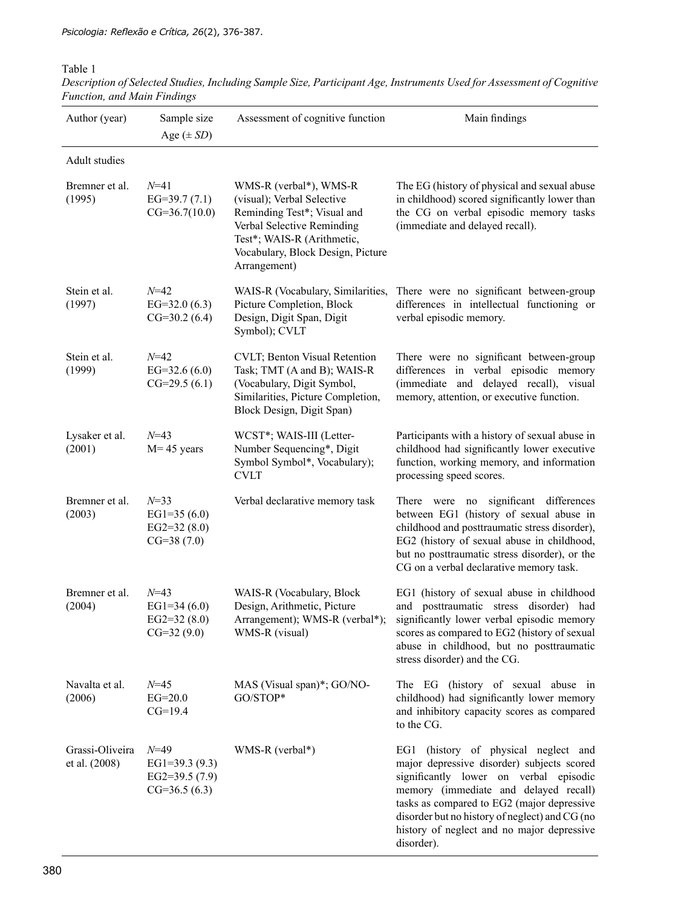Table 1

*Description of Selected Studies, Including Sample Size, Participant Age, Instruments Used for Assessment of Cognitive Function, and Main Findings*

| Author (year) | Sample size Age (± *SD*) | Assessment of cognitive function | Main findings |
|---|---|---|---|
| Adult studies | | | |
| Bremner et al. (1995) | *N*=41 EG=39.7 (7.1) CG=36.7(10.0) | WMS-R (verbal*), WMS-R (visual); Verbal Selective Reminding Test*; Visual and Verbal Selective Reminding Test*; WAIS-R (Arithmetic, Vocabulary, Block Design, Picture Arrangement) | The EG (history of physical and sexual abuse in childhood) scored significantly lower than the CG on verbal episodic memory tasks (immediate and delayed recall). |
| Stein et al. (1997) | *N*=42 EG=32.0 (6.3) CG=30.2 (6.4) | WAIS-R (Vocabulary, Similarities, Picture Completion, Block Design, Digit Span, Digit Symbol); CVLT | There were no significant between-group differences in intellectual functioning or verbal episodic memory. |
| Stein et al. (1999) | *N*=42 EG=32.6 (6.0) CG=29.5 (6.1) | CVLT; Benton Visual Retention Task; TMT (A and B); WAIS-R (Vocabulary, Digit Symbol, Similarities, Picture Completion, Block Design, Digit Span) | There were no significant between-group differences in verbal episodic memory (immediate and delayed recall), visual memory, attention, or executive function. |
| Lysaker et al. (2001) | *N*=43 M= 45 years | WCST*; WAIS-III (Letter-Number Sequencing*, Digit Symbol Symbol*, Vocabulary); CVLT | Participants with a history of sexual abuse in childhood had significantly lower executive function, working memory, and information processing speed scores. |
| Bremner et al. (2003) | *N*=33 EG1=35 (6.0) EG2=32 (8.0) CG=38 (7.0) | Verbal declarative memory task | There were no significant differences between EG1 (history of sexual abuse in childhood and posttraumatic stress disorder), EG2 (history of sexual abuse in childhood, but no posttraumatic stress disorder), or the CG on a verbal declarative memory task. |
| Bremner et al. (2004) | *N*=43 EG1=34 (6.0) EG2=32 (8.0) CG=32 (9.0) | WAIS-R (Vocabulary, Block Design, Arithmetic, Picture Arrangement); WMS-R (verbal*); WMS-R (visual) | EG1 (history of sexual abuse in childhood and posttraumatic stress disorder) had significantly lower verbal episodic memory scores as compared to EG2 (history of sexual abuse in childhood, but no posttraumatic stress disorder) and the CG. |
| Navalta et al. (2006) | *N*=45 EG=20.0 CG=19.4 | MAS (Visual span)*; GO/NO-GO/STOP* | The EG (history of sexual abuse in childhood) had significantly lower memory and inhibitory capacity scores as compared to the CG. |
| Grassi-Oliveira et al. (2008) | *N*=49 EG1=39.3 (9.3) EG2=39.5 (7.9) CG=36.5 (6.3) | WMS-R (verbal*) | EG1 (history of physical neglect and major depressive disorder) subjects scored significantly lower on verbal episodic memory (immediate and delayed recall) tasks as compared to EG2 (major depressive disorder but no history of neglect) and CG (no history of neglect and no major depressive disorder). |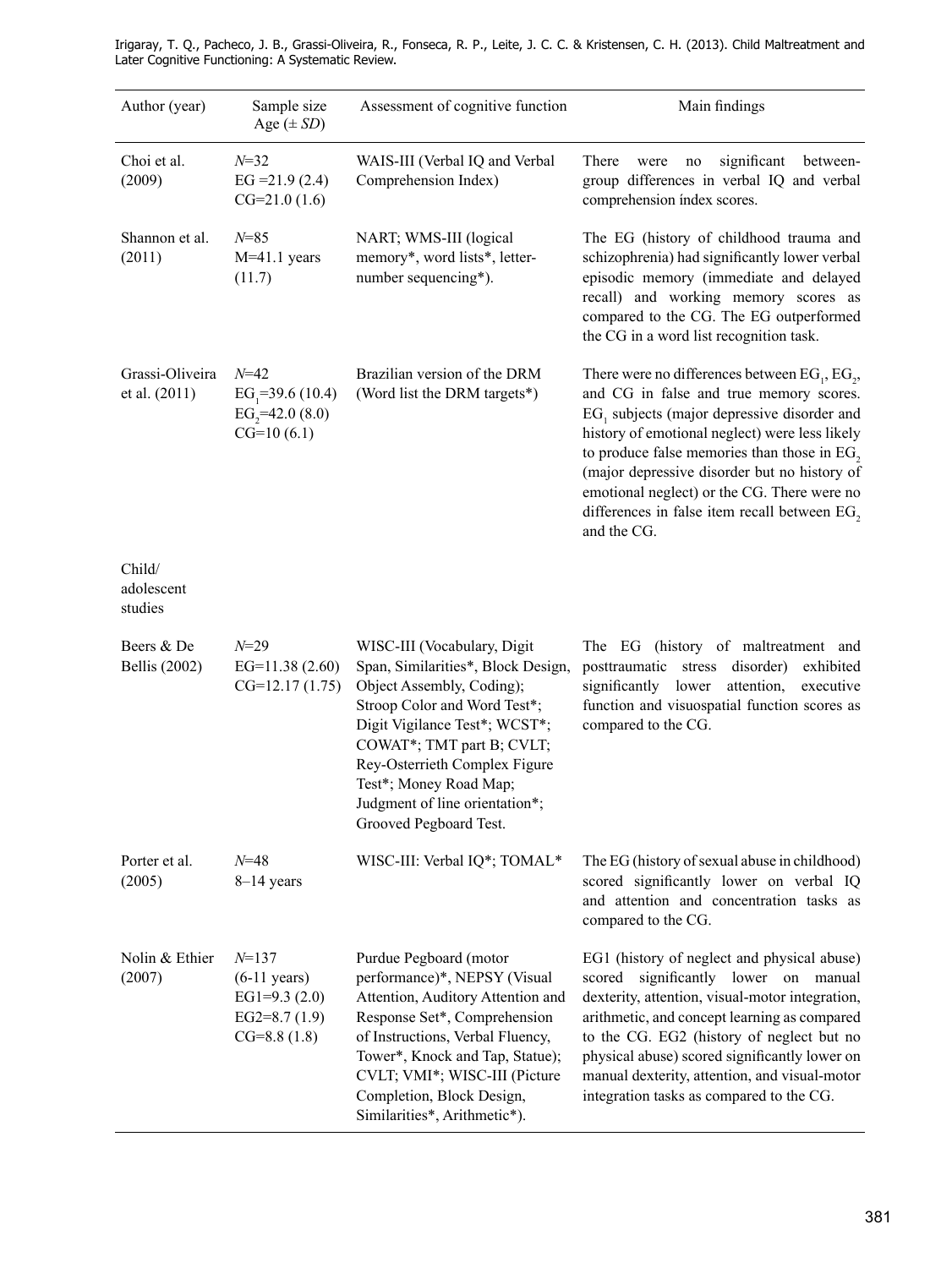| Author (year) | Sample size Age (± *SD*) | Assessment of cognitive function | Main findings |
|---|---|---|---|
| Choi et al. (2009) | *N*=32<br>EG =21.9 (2.4)<br>CG=21.0 (1.6) | WAIS-III (Verbal IQ and Verbal Comprehension Index) | There were no significant between-group differences in verbal IQ and verbal comprehension índex scores. |
| Shannon et al. (2011) | *N*=85<br>M=41.1 years (11.7) | NART; WMS-III (logical memory*, word lists*, letter-number sequencing*). | The EG (history of childhood trauma and schizophrenia) had significantly lower verbal episodic memory (immediate and delayed recall) and working memory scores as compared to the CG. The EG outperformed the CG in a word list recognition task. |
| Grassi-Oliveira et al. (2011) | *N*=42<br>$EG_1$=39.6 (10.4)<br>$EG_2$=42.0 (8.0)<br>CG=10 (6.1) | Brazilian version of the DRM (Word list the DRM targets*) | There were no differences between $EG_1$, $EG_2$, and CG in false and true memory scores. $EG_1$ subjects (major depressive disorder and history of emotional neglect) were less likely to produce false memories than those in $EG_2$ (major depressive disorder but no history of emotional neglect) or the CG. There were no differences in false item recall between $EG_2$ and the CG. |
| Child/ adolescent studies | | | |
| Beers & De Bellis (2002) | *N*=29<br>EG=11.38 (2.60)<br>CG=12.17 (1.75) | WISC-III (Vocabulary, Digit Span, Similarities*, Block Design, Object Assembly, Coding); Stroop Color and Word Test*; Digit Vigilance Test*; WCST*; COWAT*; TMT part B; CVLT; Rey-Osterrieth Complex Figure Test*; Money Road Map; Judgment of line orientation*; Grooved Pegboard Test. | The EG (history of maltreatment and posttraumatic stress disorder) exhibited significantly lower attention, executive function and visuospatial function scores as compared to the CG. |
| Porter et al. (2005) | *N*=48<br>8–14 years | WISC-III: Verbal IQ*; TOMAL* | The EG (history of sexual abuse in childhood) scored significantly lower on verbal IQ and attention and concentration tasks as compared to the CG. |
| Nolin & Ethier (2007) | *N*=137<br>(6-11 years)<br>EG1=9.3 (2.0)<br>EG2=8.7 (1.9)<br>CG=8.8 (1.8) | Purdue Pegboard (motor performance)*, NEPSY (Visual Attention, Auditory Attention and Response Set*, Comprehension of Instructions, Verbal Fluency, Tower*, Knock and Tap, Statue); CVLT; VMI*; WISC-III (Picture Completion, Block Design, Similarities*, Arithmetic*). | EG1 (history of neglect and physical abuse) scored significantly lower on manual dexterity, attention, visual-motor integration, arithmetic, and concept learning as compared to the CG. EG2 (history of neglect but no physical abuse) scored significantly lower on manual dexterity, attention, and visual-motor integration tasks as compared to the CG. |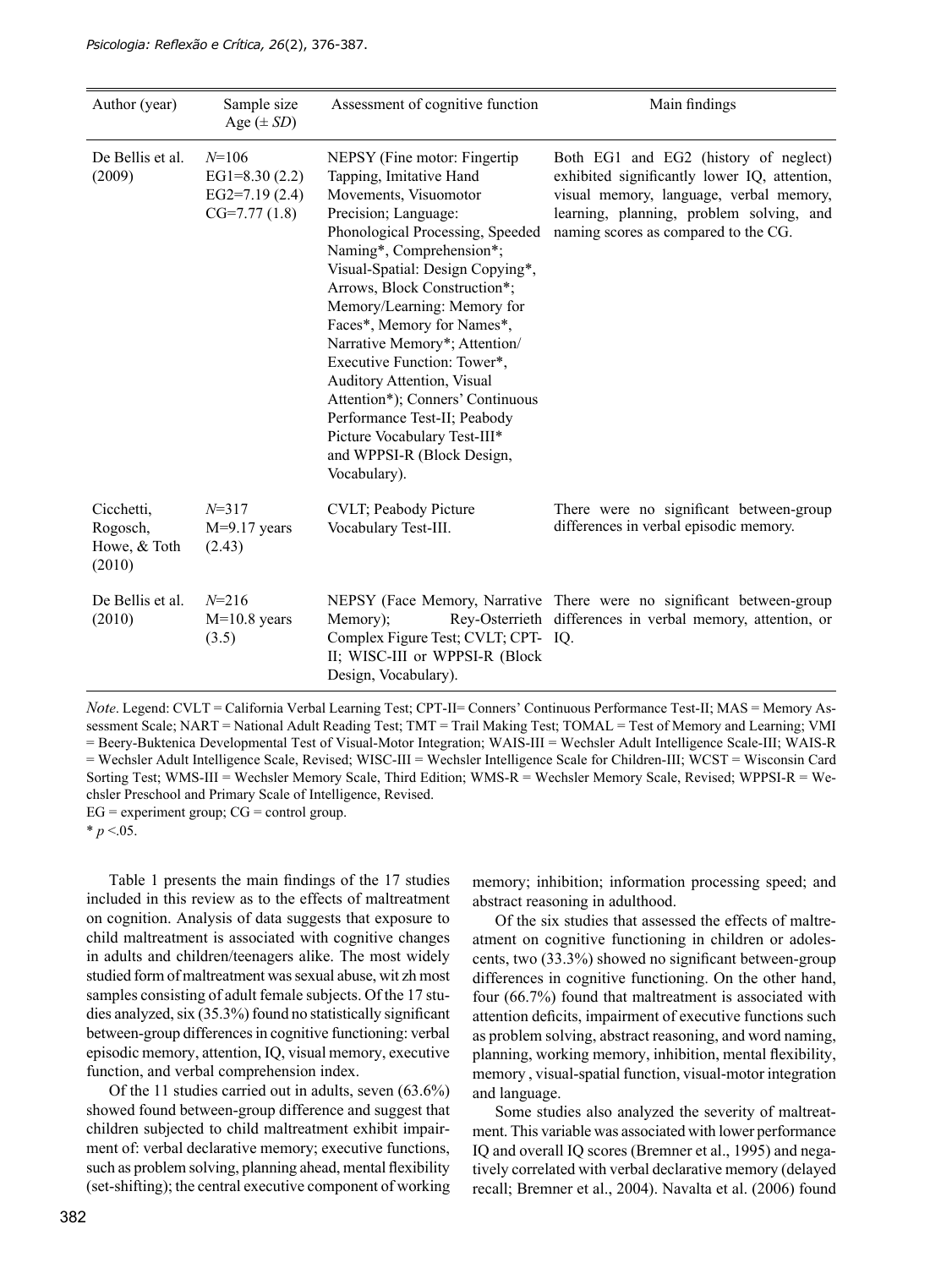| Author (year) | Sample size Age (± *SD*) | Assessment of cognitive function | Main findings |
|---|---|---|---|
| De Bellis et al. (2009) | *N*=106 EG1=8.30 (2.2) EG2=7.19 (2.4) CG=7.77 (1.8) | NEPSY (Fine motor: Fingertip Tapping, Imitative Hand Movements, Visuomotor Precision; Language: Phonological Processing, Speeded Naming*, Comprehension*; Visual-Spatial: Design Copying*, Arrows, Block Construction*; Memory/Learning: Memory for Faces*, Memory for Names*, Narrative Memory*; Attention/ Executive Function: Tower*, Auditory Attention, Visual Attention*); Conners' Continuous Performance Test-II; Peabody Picture Vocabulary Test-III* and WPPSI-R (Block Design, Vocabulary). | Both EG1 and EG2 (history of neglect) exhibited significantly lower IQ, attention, visual memory, language, verbal memory, learning, planning, problem solving, and naming scores as compared to the CG. |
| Cicchetti, Rogosch, Howe, & Toth (2010) | *N*=317 M=9.17 years (2.43) | CVLT; Peabody Picture Vocabulary Test-III. | There were no significant between-group differences in verbal episodic memory. |
| De Bellis et al. (2010) | *N*=216 M=10.8 years (3.5) | NEPSY (Face Memory, Narrative Memory); Rey-Osterrieth Complex Figure Test; CVLT; CPT-II; WISC-III or WPPSI-R (Block Design, Vocabulary). | There were no significant between-group differences in verbal memory, attention, or IQ. |

*Note*. Legend: CVLT = California Verbal Learning Test; CPT-II= Conners' Continuous Performance Test-II; MAS = Memory Assessment Scale; NART = National Adult Reading Test; TMT = Trail Making Test; TOMAL = Test of Memory and Learning; VMI = Beery-Buktenica Developmental Test of Visual-Motor Integration; WAIS-III = Wechsler Adult Intelligence Scale-III; WAIS-R = Wechsler Adult Intelligence Scale, Revised; WISC-III = Wechsler Intelligence Scale for Children-III; WCST = Wisconsin Card Sorting Test; WMS-III = Wechsler Memory Scale, Third Edition; WMS-R = Wechsler Memory Scale, Revised; WPPSI-R = Wechsler Preschool and Primary Scale of Intelligence, Revised.
EG = experiment group; CG = control group.
* $p < .05$.

Table 1 presents the main findings of the 17 studies included in this review as to the effects of maltreatment on cognition. Analysis of data suggests that exposure to child maltreatment is associated with cognitive changes in adults and children/teenagers alike. The most widely studied form of maltreatment was sexual abuse, wit zh most samples consisting of adult female subjects. Of the 17 studies analyzed, six (35.3%) found no statistically significant between-group differences in cognitive functioning: verbal episodic memory, attention, IQ, visual memory, executive function, and verbal comprehension index.

Of the 11 studies carried out in adults, seven (63.6%) showed found between-group difference and suggest that children subjected to child maltreatment exhibit impairment of: verbal declarative memory; executive functions, such as problem solving, planning ahead, mental flexibility (set-shifting); the central executive component of working memory; inhibition; information processing speed; and abstract reasoning in adulthood.

Of the six studies that assessed the effects of maltreatment on cognitive functioning in children or adolescents, two (33.3%) showed no significant between-group differences in cognitive functioning. On the other hand, four (66.7%) found that maltreatment is associated with attention deficits, impairment of executive functions such as problem solving, abstract reasoning, and word naming, planning, working memory, inhibition, mental flexibility, memory , visual-spatial function, visual-motor integration and language.

Some studies also analyzed the severity of maltreatment. This variable was associated with lower performance IQ and overall IQ scores (Bremner et al., 1995) and negatively correlated with verbal declarative memory (delayed recall; Bremner et al., 2004). Navalta et al. (2006) found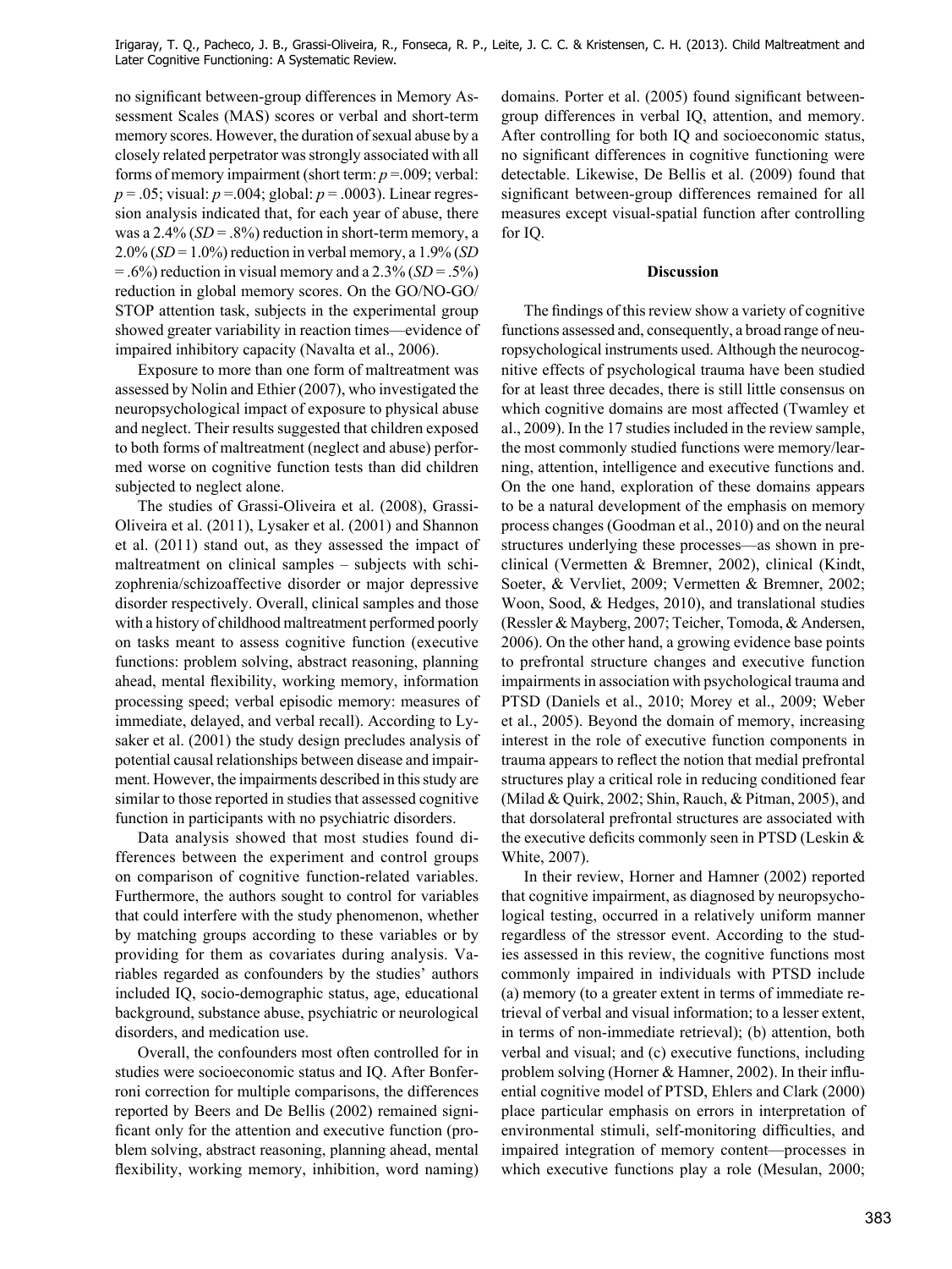no significant between-group differences in Memory Assessment Scales (MAS) scores or verbal and short-term memory scores. However, the duration of sexual abuse by a closely related perpetrator was strongly associated with all forms of memory impairment (short term: $p$ =.009; verbal: $p$ = .05; visual: $p$ =.004; global: $p$ = .0003). Linear regression analysis indicated that, for each year of abuse, there was a 2.4% ($SD$ = .8%) reduction in short-term memory, a 2.0% ($SD$ = 1.0%) reduction in verbal memory, a 1.9% ($SD$ = .6%) reduction in visual memory and a 2.3% ($SD$ = .5%) reduction in global memory scores. On the GO/NO-GO/STOP attention task, subjects in the experimental group showed greater variability in reaction times—evidence of impaired inhibitory capacity (Navalta et al., 2006).

Exposure to more than one form of maltreatment was assessed by Nolin and Ethier (2007), who investigated the neuropsychological impact of exposure to physical abuse and neglect. Their results suggested that children exposed to both forms of maltreatment (neglect and abuse) performed worse on cognitive function tests than did children subjected to neglect alone.

The studies of Grassi-Oliveira et al. (2008), Grassi-Oliveira et al. (2011), Lysaker et al. (2001) and Shannon et al. (2011) stand out, as they assessed the impact of maltreatment on clinical samples – subjects with schizophrenia/schizoaffective disorder or major depressive disorder respectively. Overall, clinical samples and those with a history of childhood maltreatment performed poorly on tasks meant to assess cognitive function (executive functions: problem solving, abstract reasoning, planning ahead, mental flexibility, working memory, information processing speed; verbal episodic memory: measures of immediate, delayed, and verbal recall). According to Lysaker et al. (2001) the study design precludes analysis of potential causal relationships between disease and impairment. However, the impairments described in this study are similar to those reported in studies that assessed cognitive function in participants with no psychiatric disorders.

Data analysis showed that most studies found differences between the experiment and control groups on comparison of cognitive function-related variables. Furthermore, the authors sought to control for variables that could interfere with the study phenomenon, whether by matching groups according to these variables or by providing for them as covariates during analysis. Variables regarded as confounders by the studies' authors included IQ, socio-demographic status, age, educational background, substance abuse, psychiatric or neurological disorders, and medication use.

Overall, the confounders most often controlled for in studies were socioeconomic status and IQ. After Bonferroni correction for multiple comparisons, the differences reported by Beers and De Bellis (2002) remained significant only for the attention and executive function (problem solving, abstract reasoning, planning ahead, mental flexibility, working memory, inhibition, word naming) domains. Porter et al. (2005) found significant between-group differences in verbal IQ, attention, and memory. After controlling for both IQ and socioeconomic status, no significant differences in cognitive functioning were detectable. Likewise, De Bellis et al. (2009) found that significant between-group differences remained for all measures except visual-spatial function after controlling for IQ.

## Discussion

The findings of this review show a variety of cognitive functions assessed and, consequently, a broad range of neuropsychological instruments used. Although the neurocognitive effects of psychological trauma have been studied for at least three decades, there is still little consensus on which cognitive domains are most affected (Twamley et al., 2009). In the 17 studies included in the review sample, the most commonly studied functions were memory/learning, attention, intelligence and executive functions and. On the one hand, exploration of these domains appears to be a natural development of the emphasis on memory process changes (Goodman et al., 2010) and on the neural structures underlying these processes—as shown in preclinical (Vermetten & Bremner, 2002), clinical (Kindt, Soeter, & Vervliet, 2009; Vermetten & Bremner, 2002; Woon, Sood, & Hedges, 2010), and translational studies (Ressler & Mayberg, 2007; Teicher, Tomoda, & Andersen, 2006). On the other hand, a growing evidence base points to prefrontal structure changes and executive function impairments in association with psychological trauma and PTSD (Daniels et al., 2010; Morey et al., 2009; Weber et al., 2005). Beyond the domain of memory, increasing interest in the role of executive function components in trauma appears to reflect the notion that medial prefrontal structures play a critical role in reducing conditioned fear (Milad & Quirk, 2002; Shin, Rauch, & Pitman, 2005), and that dorsolateral prefrontal structures are associated with the executive deficits commonly seen in PTSD (Leskin & White, 2007).

In their review, Horner and Hamner (2002) reported that cognitive impairment, as diagnosed by neuropsychological testing, occurred in a relatively uniform manner regardless of the stressor event. According to the studies assessed in this review, the cognitive functions most commonly impaired in individuals with PTSD include (a) memory (to a greater extent in terms of immediate retrieval of verbal and visual information; to a lesser extent, in terms of non-immediate retrieval); (b) attention, both verbal and visual; and (c) executive functions, including problem solving (Horner & Hamner, 2002). In their influential cognitive model of PTSD, Ehlers and Clark (2000) place particular emphasis on errors in interpretation of environmental stimuli, self-monitoring difficulties, and impaired integration of memory content—processes in which executive functions play a role (Mesulan, 2000;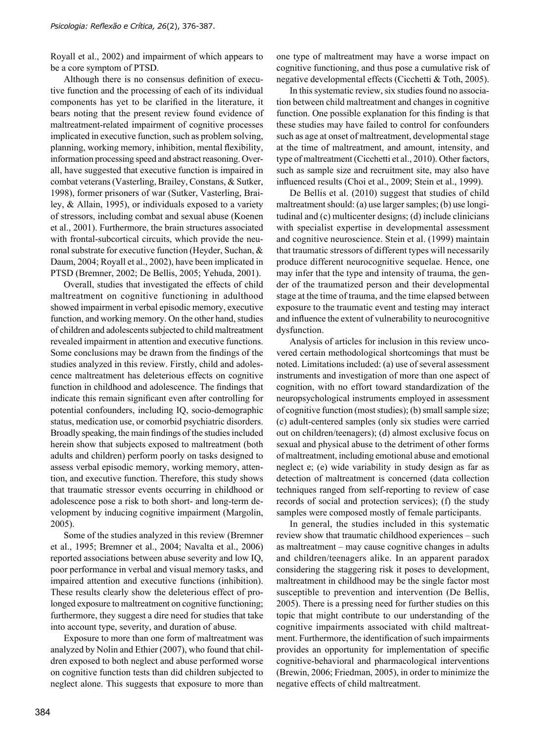Royall et al., 2002) and impairment of which appears to be a core symptom of PTSD.

Although there is no consensus definition of executive function and the processing of each of its individual components has yet to be clarified in the literature, it bears noting that the present review found evidence of maltreatment-related impairment of cognitive processes implicated in executive function, such as problem solving, planning, working memory, inhibition, mental flexibility, information processing speed and abstract reasoning. Overall, have suggested that executive function is impaired in combat veterans (Vasterling, Brailey, Constans, & Sutker, 1998), former prisoners of war (Sutker, Vasterling, Brailey, & Allain, 1995), or individuals exposed to a variety of stressors, including combat and sexual abuse (Koenen et al., 2001). Furthermore, the brain structures associated with frontal-subcortical circuits, which provide the neuronal substrate for executive function (Heyder, Suchan, & Daum, 2004; Royall et al., 2002), have been implicated in PTSD (Bremner, 2002; De Bellis, 2005; Yehuda, 2001).

Overall, studies that investigated the effects of child maltreatment on cognitive functioning in adulthood showed impairment in verbal episodic memory, executive function, and working memory. On the other hand, studies of children and adolescents subjected to child maltreatment revealed impairment in attention and executive functions. Some conclusions may be drawn from the findings of the studies analyzed in this review. Firstly, child and adolescence maltreatment has deleterious effects on cognitive function in childhood and adolescence. The findings that indicate this remain significant even after controlling for potential confounders, including IQ, socio-demographic status, medication use, or comorbid psychiatric disorders. Broadly speaking, the main findings of the studies included herein show that subjects exposed to maltreatment (both adults and children) perform poorly on tasks designed to assess verbal episodic memory, working memory, attention, and executive function. Therefore, this study shows that traumatic stressor events occurring in childhood or adolescence pose a risk to both short- and long-term development by inducing cognitive impairment (Margolin, 2005).

Some of the studies analyzed in this review (Bremner et al., 1995; Bremner et al., 2004; Navalta et al., 2006) reported associations between abuse severity and low IQ, poor performance in verbal and visual memory tasks, and impaired attention and executive functions (inhibition). These results clearly show the deleterious effect of prolonged exposure to maltreatment on cognitive functioning; furthermore, they suggest a dire need for studies that take into account type, severity, and duration of abuse.

Exposure to more than one form of maltreatment was analyzed by Nolin and Ethier (2007), who found that children exposed to both neglect and abuse performed worse on cognitive function tests than did children subjected to neglect alone. This suggests that exposure to more than one type of maltreatment may have a worse impact on cognitive functioning, and thus pose a cumulative risk of negative developmental effects (Cicchetti & Toth, 2005).

In this systematic review, six studies found no association between child maltreatment and changes in cognitive function. One possible explanation for this finding is that these studies may have failed to control for confounders such as age at onset of maltreatment, developmental stage at the time of maltreatment, and amount, intensity, and type of maltreatment (Cicchetti et al., 2010). Other factors, such as sample size and recruitment site, may also have influenced results (Choi et al., 2009; Stein et al., 1999).

De Bellis et al. (2010) suggest that studies of child maltreatment should: (a) use larger samples; (b) use longitudinal and (c) multicenter designs; (d) include clinicians with specialist expertise in developmental assessment and cognitive neuroscience. Stein et al. (1999) maintain that traumatic stressors of different types will necessarily produce different neurocognitive sequelae. Hence, one may infer that the type and intensity of trauma, the gender of the traumatized person and their developmental stage at the time of trauma, and the time elapsed between exposure to the traumatic event and testing may interact and influence the extent of vulnerability to neurocognitive dysfunction.

Analysis of articles for inclusion in this review uncovered certain methodological shortcomings that must be noted. Limitations included: (a) use of several assessment instruments and investigation of more than one aspect of cognition, with no effort toward standardization of the neuropsychological instruments employed in assessment of cognitive function (most studies); (b) small sample size; (c) adult-centered samples (only six studies were carried out on children/teenagers); (d) almost exclusive focus on sexual and physical abuse to the detriment of other forms of maltreatment, including emotional abuse and emotional neglect e; (e) wide variability in study design as far as detection of maltreatment is concerned (data collection techniques ranged from self-reporting to review of case records of social and protection services); (f) the study samples were composed mostly of female participants.

In general, the studies included in this systematic review show that traumatic childhood experiences – such as maltreatment – may cause cognitive changes in adults and children/teenagers alike. In an apparent paradox considering the staggering risk it poses to development, maltreatment in childhood may be the single factor most susceptible to prevention and intervention (De Bellis, 2005). There is a pressing need for further studies on this topic that might contribute to our understanding of the cognitive impairments associated with child maltreatment. Furthermore, the identification of such impairments provides an opportunity for implementation of specific cognitive-behavioral and pharmacological interventions (Brewin, 2006; Friedman, 2005), in order to minimize the negative effects of child maltreatment.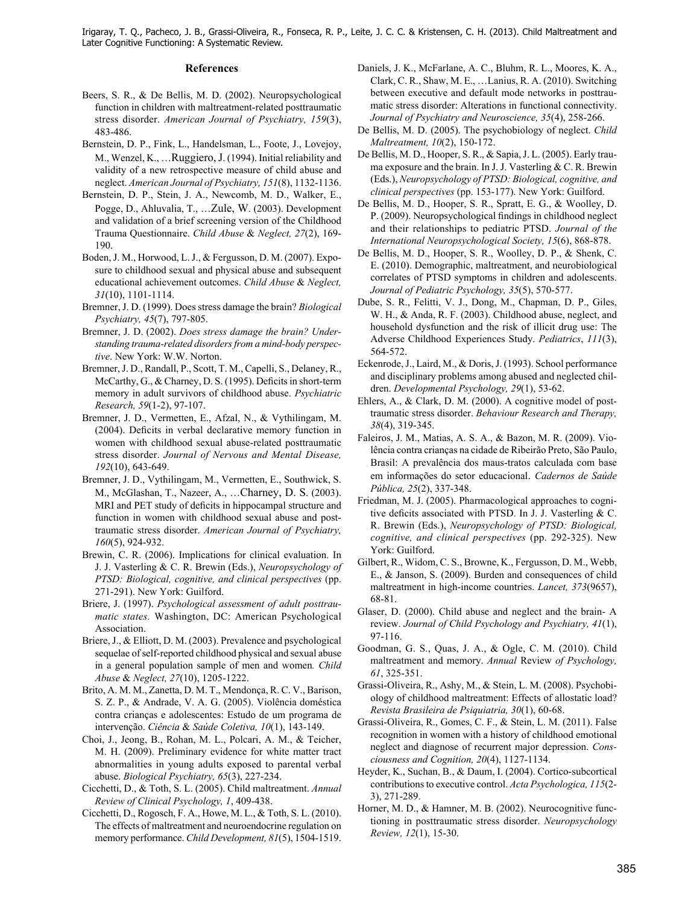## References

Beers, S. R., & De Bellis, M. D. (2002). Neuropsychological function in children with maltreatment-related posttraumatic stress disorder. *American Journal of Psychiatry, 159*(3), 483-486.

Bernstein, D. P., Fink, L., Handelsman, L., Foote, J., Lovejoy, M., Wenzel, K., …Ruggiero, J. (1994). Initial reliability and validity of a new retrospective measure of child abuse and neglect. *American Journal of Psychiatry, 151*(8), 1132-1136.

Bernstein, D. P., Stein, J. A., Newcomb, M. D., Walker, E., Pogge, D., Ahluvalia, T., …Zule, W. (2003). Development and validation of a brief screening version of the Childhood Trauma Questionnaire. *Child Abuse* & *Neglect, 27*(2), 169-190.

Boden, J. M., Horwood, L. J., & Fergusson, D. M. (2007). Exposure to childhood sexual and physical abuse and subsequent educational achievement outcomes. *Child Abuse* & *Neglect, 31*(10), 1101-1114.

Bremner, J. D. (1999). Does stress damage the brain? *Biological Psychiatry, 45*(7), 797-805.

Bremner, J. D. (2002). *Does stress damage the brain? Understanding trauma-related disorders from a mind-body perspective*. New York: W.W. Norton.

Bremner, J. D., Randall, P., Scott, T. M., Capelli, S., Delaney, R., McCarthy, G., & Charney, D. S. (1995). Deficits in short-term memory in adult survivors of childhood abuse. *Psychiatric Research, 59*(1-2), 97-107.

Bremner, J. D., Vermetten, E., Afzal, N., & Vythilingam, M. (2004). Deficits in verbal declarative memory function in women with childhood sexual abuse-related posttraumatic stress disorder. *Journal of Nervous and Mental Disease, 192*(10), 643-649.

Bremner, J. D., Vythilingam, M., Vermetten, E., Southwick, S. M., McGlashan, T., Nazeer, A., …Charney, D. S. (2003). MRI and PET study of deficits in hippocampal structure and function in women with childhood sexual abuse and posttraumatic stress disorder. *American Journal of Psychiatry, 160*(5), 924-932.

Brewin, C. R. (2006). Implications for clinical evaluation. In J. J. Vasterling & C. R. Brewin (Eds.), *Neuropsychology of PTSD: Biological, cognitive, and clinical perspectives* (pp. 271-291). New York: Guilford.

Briere, J. (1997). *Psychological assessment of adult posttraumatic states.* Washington, DC: American Psychological Association.

Briere, J., & Elliott, D. M. (2003). Prevalence and psychological sequelae of self-reported childhood physical and sexual abuse in a general population sample of men and women*. Child Abuse* & *Neglect, 27*(10), 1205-1222.

Brito, A. M. M., Zanetta, D. M. T., Mendonça, R. C. V., Barison, S. Z. P., & Andrade, V. A. G. (2005). Violência doméstica contra crianças e adolescentes: Estudo de um programa de intervenção. *Ciência* & *Saúde Coletiva, 10*(1), 143-149.

Choi, J., Jeong, B., Rohan, M. L., Polcari, A. M., & Teicher, M. H. (2009). Preliminary evidence for white matter tract abnormalities in young adults exposed to parental verbal abuse. *Biological Psychiatry, 65*(3), 227-234.

Cicchetti, D., & Toth, S. L. (2005). Child maltreatment. *Annual Review of Clinical Psychology, 1*, 409-438.

Cicchetti, D., Rogosch, F. A., Howe, M. L., & Toth, S. L. (2010). The effects of maltreatment and neuroendocrine regulation on memory performance. *Child Development, 81*(5), 1504-1519.

Daniels, J. K., McFarlane, A. C., Bluhm, R. L., Moores, K. A., Clark, C. R., Shaw, M. E., …Lanius, R. A. (2010). Switching between executive and default mode networks in posttraumatic stress disorder: Alterations in functional connectivity. *Journal of Psychiatry and Neuroscience, 35*(4), 258-266.

De Bellis, M. D. (2005). The psychobiology of neglect. *Child Maltreatment, 10*(2), 150-172.

De Bellis, M. D., Hooper, S. R., & Sapia, J. L. (2005). Early trauma exposure and the brain. In J. J. Vasterling & C. R. Brewin (Eds.), *Neuropsychology of PTSD: Biological, cognitive, and clinical perspectives* (pp. 153-177). New York: Guilford.

De Bellis, M. D., Hooper, S. R., Spratt, E. G., & Woolley, D. P. (2009). Neuropsychological findings in childhood neglect and their relationships to pediatric PTSD. *Journal of the International Neuropsychological Society, 15*(6), 868-878.

De Bellis, M. D., Hooper, S. R., Woolley, D. P., & Shenk, C. E. (2010). Demographic, maltreatment, and neurobiological correlates of PTSD symptoms in children and adolescents. *Journal of Pediatric Psychology, 35*(5), 570-577.

Dube, S. R., Felitti, V. J., Dong, M., Chapman, D. P., Giles, W. H., & Anda, R. F. (2003). Childhood abuse, neglect, and household dysfunction and the risk of illicit drug use: The Adverse Childhood Experiences Study. *Pediatrics*, *111*(3), 564-572.

Eckenrode, J., Laird, M., & Doris, J. (1993). School performance and disciplinary problems among abused and neglected children. *Developmental Psychology, 29*(1), 53-62.

Ehlers, A., & Clark, D. M. (2000). A cognitive model of posttraumatic stress disorder. *Behaviour Research and Therapy, 38*(4), 319-345.

Faleiros, J. M., Matias, A. S. A., & Bazon, M. R. (2009). Violência contra crianças na cidade de Ribeirão Preto, São Paulo, Brasil: A prevalência dos maus-tratos calculada com base em informações do setor educacional. *Cadernos de Saúde Pública, 25*(2), 337-348.

Friedman, M. J. (2005). Pharmacological approaches to cognitive deficits associated with PTSD. In J. J. Vasterling & C. R. Brewin (Eds.), *Neuropsychology of PTSD: Biological, cognitive, and clinical perspectives* (pp. 292-325). New York: Guilford.

Gilbert, R., Widom, C. S., Browne, K., Fergusson, D. M., Webb, E., & Janson, S. (2009). Burden and consequences of child maltreatment in high-income countries. *Lancet, 373*(9657), 68-81.

Glaser, D. (2000). Child abuse and neglect and the brain- A review. *Journal of Child Psychology and Psychiatry, 41*(1), 97-116.

Goodman, G. S., Quas, J. A., & Ogle, C. M. (2010). Child maltreatment and memory. *Annual* Review *of Psychology, 61*, 325-351.

Grassi-Oliveira, R., Ashy, M., & Stein, L. M. (2008). Psychobiology of childhood maltreatment: Effects of allostatic load? *Revista Brasileira de Psiquiatria, 30*(1), 60-68.

Grassi-Oliveira, R., Gomes, C. F., & Stein, L. M. (2011). False recognition in women with a history of childhood emotional neglect and diagnose of recurrent major depression. *Consciousness and Cognition, 20*(4), 1127-1134.

Heyder, K., Suchan, B., & Daum, I. (2004). Cortico-subcortical contributions to executive control. *Acta Psychologica, 115*(2-3), 271-289.

Horner, M. D., & Hamner, M. B. (2002). Neurocognitive functioning in posttraumatic stress disorder. *Neuropsychology Review, 12*(1), 15-30.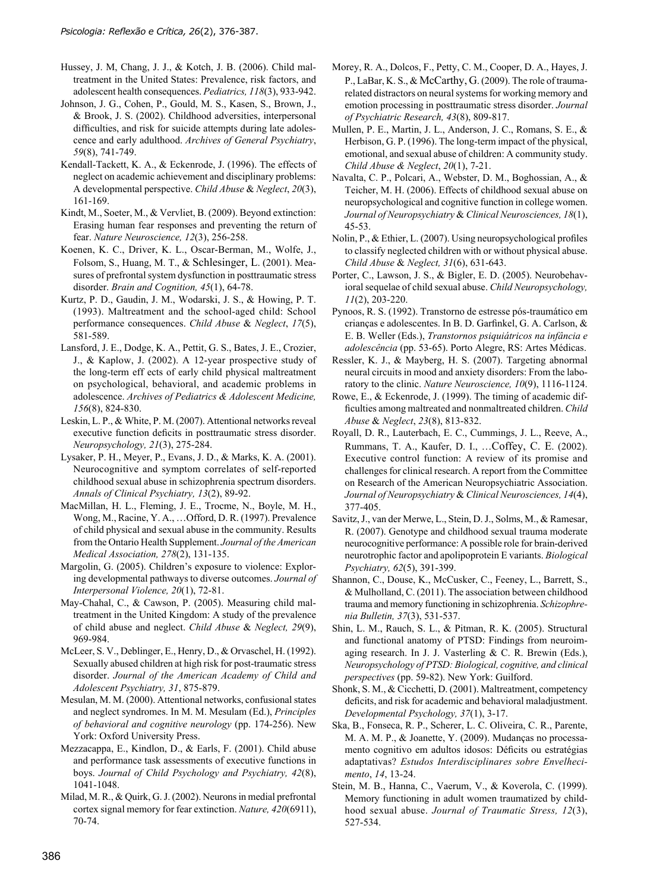Hussey, J. M, Chang, J. J., & Kotch, J. B. (2006). Child maltreatment in the United States: Prevalence, risk factors, and adolescent health consequences. *Pediatrics, 118*(3), 933-942.

Johnson, J. G., Cohen, P., Gould, M. S., Kasen, S., Brown, J., & Brook, J. S. (2002). Childhood adversities, interpersonal difficulties, and risk for suicide attempts during late adolescence and early adulthood. *Archives of General Psychiatry*, *59*(8), 741-749.

Kendall-Tackett, K. A., & Eckenrode, J. (1996). The effects of neglect on academic achievement and disciplinary problems: A developmental perspective. *Child Abuse* & *Neglect*, *20*(3), 161-169.

Kindt, M., Soeter, M., & Vervliet, B. (2009). Beyond extinction: Erasing human fear responses and preventing the return of fear. *Nature Neuroscience, 12*(3), 256-258.

Koenen, K. C., Driver, K. L., Oscar-Berman, M., Wolfe, J., Folsom, S., Huang, M. T., & Schlesinger, L. (2001). Measures of prefrontal system dysfunction in posttraumatic stress disorder. *Brain and Cognition, 45*(1), 64-78.

Kurtz, P. D., Gaudin, J. M., Wodarski, J. S., & Howing, P. T. (1993). Maltreatment and the school-aged child: School performance consequences. *Child Abuse* & *Neglect*, *17*(5), 581-589.

Lansford, J. E., Dodge, K. A., Pettit, G. S., Bates, J. E., Crozier, J., & Kaplow, J. (2002). A 12-year prospective study of the long-term eff ects of early child physical maltreatment on psychological, behavioral, and academic problems in adolescence. *Archives of Pediatrics & Adolescent Medicine, 156*(8), 824-830.

Leskin, L. P., & White, P. M. (2007). Attentional networks reveal executive function deficits in posttraumatic stress disorder. *Neuropsychology, 21*(3), 275-284.

Lysaker, P. H., Meyer, P., Evans, J. D., & Marks, K. A. (2001). Neurocognitive and symptom correlates of self-reported childhood sexual abuse in schizophrenia spectrum disorders. *Annals of Clinical Psychiatry, 13*(2), 89-92.

MacMillan, H. L., Fleming, J. E., Trocme, N., Boyle, M. H., Wong, M., Racine, Y. A., …Offord, D. R. (1997). Prevalence of child physical and sexual abuse in the community. Results from the Ontario Health Supplement. *Journal of the American Medical Association, 278*(2), 131-135.

Margolin, G. (2005). Children's exposure to violence: Exploring developmental pathways to diverse outcomes. *Journal of Interpersonal Violence, 20*(1), 72-81.

May-Chahal, C., & Cawson, P. (2005). Measuring child maltreatment in the United Kingdom: A study of the prevalence of child abuse and neglect. *Child Abuse* & *Neglect, 29*(9), 969-984.

McLeer, S. V., Deblinger, E., Henry, D., & Orvaschel, H. (1992). Sexually abused children at high risk for post-traumatic stress disorder. *Journal of the American Academy of Child and Adolescent Psychiatry, 31*, 875-879.

Mesulan, M. M. (2000). Attentional networks, confusional states and neglect syndromes. In M. M. Mesulam (Ed.), *Principles of behavioral and cognitive neurology* (pp. 174-256). New York: Oxford University Press.

Mezzacappa, E., Kindlon, D., & Earls, F. (2001). Child abuse and performance task assessments of executive functions in boys. *Journal of Child Psychology and Psychiatry, 42*(8), 1041-1048.

Milad, M. R., & Quirk, G. J. (2002). Neurons in medial prefrontal cortex signal memory for fear extinction. *Nature, 420*(6911), 70-74.

Morey, R. A., Dolcos, F., Petty, C. M., Cooper, D. A., Hayes, J. P., LaBar, K. S., & McCarthy, G. (2009). The role of trauma-related distractors on neural systems for working memory and emotion processing in posttraumatic stress disorder. *Journal of Psychiatric Research, 43*(8), 809-817.

Mullen, P. E., Martin, J. L., Anderson, J. C., Romans, S. E., & Herbison, G. P. (1996). The long-term impact of the physical, emotional, and sexual abuse of children: A community study. *Child Abuse & Neglect*, *20*(1), 7-21.

Navalta, C. P., Polcari, A., Webster, D. M., Boghossian, A., & Teicher, M. H. (2006). Effects of childhood sexual abuse on neuropsychological and cognitive function in college women. *Journal of Neuropsychiatry* & *Clinical Neurosciences, 18*(1), 45-53.

Nolin, P., & Ethier, L. (2007). Using neuropsychological profiles to classify neglected children with or without physical abuse. *Child Abuse* & *Neglect, 31*(6), 631-643.

Porter, C., Lawson, J. S., & Bigler, E. D. (2005). Neurobehavioral sequelae of child sexual abuse. *Child Neuropsychology, 11*(2), 203-220.

Pynoos, R. S. (1992). Transtorno de estresse pós-traumático em crianças e adolescentes. In B. D. Garfinkel, G. A. Carlson, & E. B. Weller (Eds.), *Transtornos psiquiátricos na infância e adolescência* (pp. 53-65). Porto Alegre, RS: Artes Médicas.

Ressler, K. J., & Mayberg, H. S. (2007). Targeting abnormal neural circuits in mood and anxiety disorders: From the laboratory to the clinic. *Nature Neuroscience, 10*(9), 1116-1124.

Rowe, E., & Eckenrode, J. (1999). The timing of academic difficulties among maltreated and nonmaltreated children. *Child Abuse* & *Neglect*, *23*(8), 813-832.

Royall, D. R., Lauterbach, E. C., Cummings, J. L., Reeve, A., Rummans, T. A., Kaufer, D. I., …Coffey, C. E. (2002). Executive control function: A review of its promise and challenges for clinical research. A report from the Committee on Research of the American Neuropsychiatric Association. *Journal of Neuropsychiatry* & *Clinical Neurosciences, 14*(4), 377-405.

Savitz, J., van der Merwe, L., Stein, D. J., Solms, M., & Ramesar, R. (2007). Genotype and childhood sexual trauma moderate neurocognitive performance: A possible role for brain-derived neurotrophic factor and apolipoprotein E variants. *Biological Psychiatry, 62*(5), 391-399.

Shannon, C., Douse, K., McCusker, C., Feeney, L., Barrett, S., & Mulholland, C. (2011). The association between childhood trauma and memory functioning in schizophrenia. *Schizophrenia Bulletin, 37*(3), 531-537.

Shin, L. M., Rauch, S. L., & Pitman, R. K. (2005). Structural and functional anatomy of PTSD: Findings from neuroimaging research. In J. J. Vasterling & C. R. Brewin (Eds.), *Neuropsychology of PTSD: Biological, cognitive, and clinical perspectives* (pp. 59-82). New York: Guilford.

Shonk, S. M., & Cicchetti, D. (2001). Maltreatment, competency deficits, and risk for academic and behavioral maladjustment. *Developmental Psychology, 37*(1), 3-17.

Ska, B., Fonseca, R. P., Scherer, L. C. Oliveira, C. R., Parente, M. A. M. P., & Joanette, Y. (2009). Mudanças no processamento cognitivo em adultos idosos: Déficits ou estratégias adaptativas? *Estudos Interdisciplinares sobre Envelhecimento*, *14*, 13-24.

Stein, M. B., Hanna, C., Vaerum, V., & Koverola, C. (1999). Memory functioning in adult women traumatized by childhood sexual abuse. *Journal of Traumatic Stress, 12*(3), 527-534.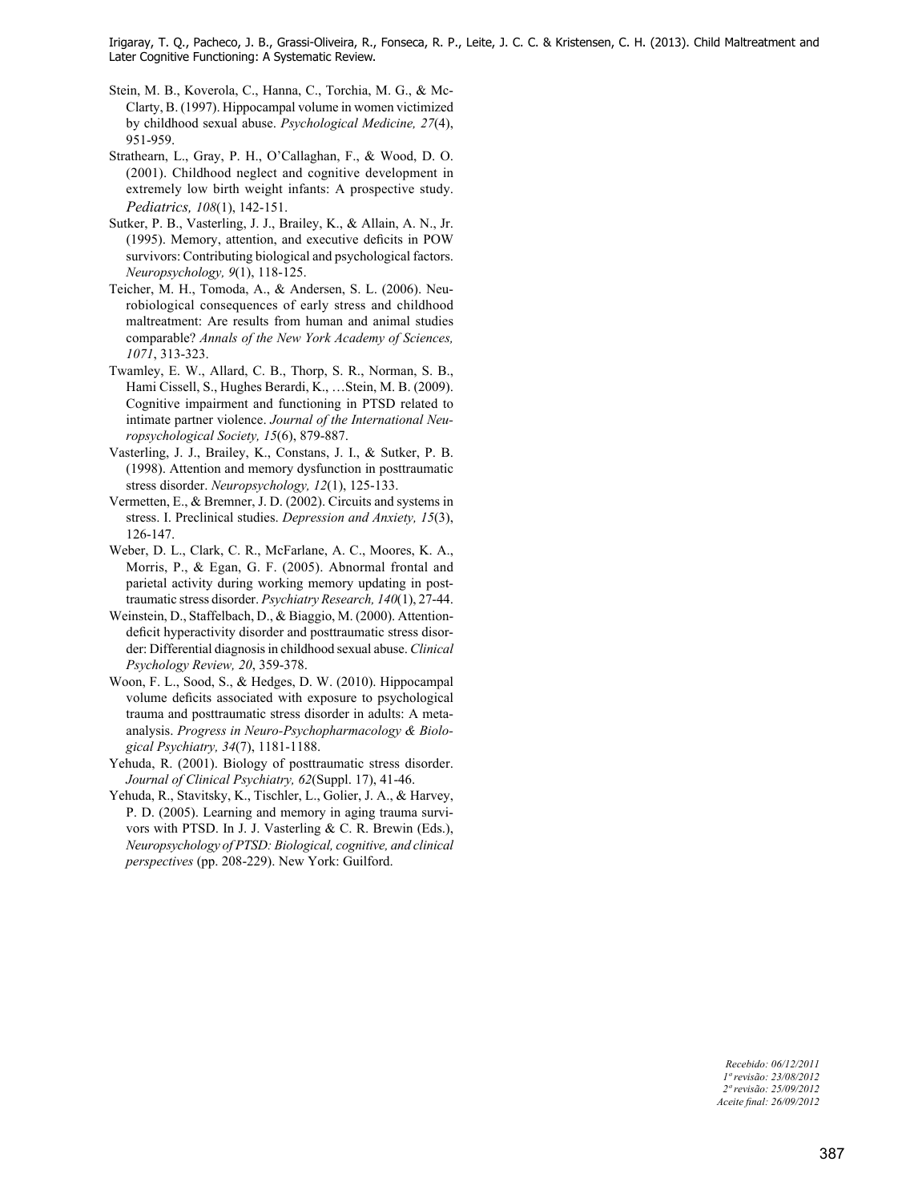Stein, M. B., Koverola, C., Hanna, C., Torchia, M. G., & McClarty, B. (1997). Hippocampal volume in women victimized by childhood sexual abuse. *Psychological Medicine, 27*(4), 951-959.

Strathearn, L., Gray, P. H., O'Callaghan, F., & Wood, D. O. (2001). Childhood neglect and cognitive development in extremely low birth weight infants: A prospective study. *Pediatrics, 108*(1), 142-151.

Sutker, P. B., Vasterling, J. J., Brailey, K., & Allain, A. N., Jr. (1995). Memory, attention, and executive deficits in POW survivors: Contributing biological and psychological factors. *Neuropsychology, 9*(1), 118-125.

Teicher, M. H., Tomoda, A., & Andersen, S. L. (2006). Neurobiological consequences of early stress and childhood maltreatment: Are results from human and animal studies comparable? *Annals of the New York Academy of Sciences, 1071*, 313-323.

Twamley, E. W., Allard, C. B., Thorp, S. R., Norman, S. B., Hami Cissell, S., Hughes Berardi, K., …Stein, M. B. (2009). Cognitive impairment and functioning in PTSD related to intimate partner violence. *Journal of the International Neuropsychological Society, 15*(6), 879-887.

Vasterling, J. J., Brailey, K., Constans, J. I., & Sutker, P. B. (1998). Attention and memory dysfunction in posttraumatic stress disorder. *Neuropsychology, 12*(1), 125-133.

Vermetten, E., & Bremner, J. D. (2002). Circuits and systems in stress. I. Preclinical studies. *Depression and Anxiety, 15*(3), 126-147.

Weber, D. L., Clark, C. R., McFarlane, A. C., Moores, K. A., Morris, P., & Egan, G. F. (2005). Abnormal frontal and parietal activity during working memory updating in posttraumatic stress disorder. *Psychiatry Research, 140*(1), 27-44.

Weinstein, D., Staffelbach, D., & Biaggio, M. (2000). Attention-deficit hyperactivity disorder and posttraumatic stress disorder: Differential diagnosis in childhood sexual abuse. *Clinical Psychology Review, 20*, 359-378.

Woon, F. L., Sood, S., & Hedges, D. W. (2010). Hippocampal volume deficits associated with exposure to psychological trauma and posttraumatic stress disorder in adults: A meta-analysis. *Progress in Neuro-Psychopharmacology & Biological Psychiatry, 34*(7), 1181-1188.

Yehuda, R. (2001). Biology of posttraumatic stress disorder. *Journal of Clinical Psychiatry, 62*(Suppl. 17), 41-46.

Yehuda, R., Stavitsky, K., Tischler, L., Golier, J. A., & Harvey, P. D. (2005). Learning and memory in aging trauma survivors with PTSD. In J. J. Vasterling & C. R. Brewin (Eds.), *Neuropsychology of PTSD: Biological, cognitive, and clinical perspectives* (pp. 208-229). New York: Guilford.

*Recebido: 06/12/2011*
*1ª revisão: 23/08/2012*
*2ª revisão: 25/09/2012*
*Aceite final: 26/09/2012*